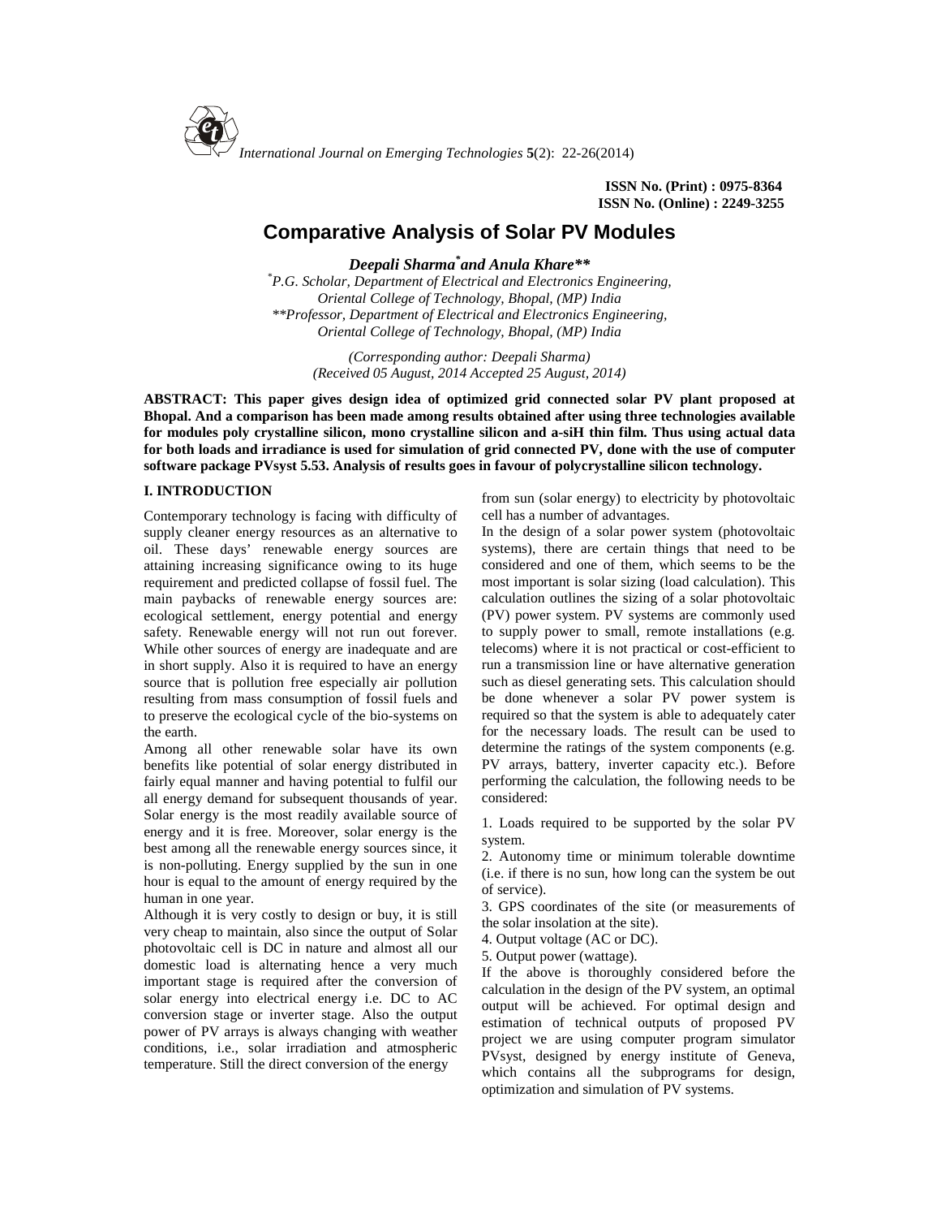*International Journal on Emerging Technologies* **5**(2): 22-26(2014)

**ISSN No. (Print) : 0975-8364**
**ISSN No. (Online) : 2249-3255**

# Comparative Analysis of Solar PV Modules

***Deepali Sharma[*] and Anula Khare\*\****

*[*]P.G. Scholar, Department of Electrical and Electronics Engineering, Oriental College of Technology, Bhopal, (MP) India*
*\*\*Professor, Department of Electrical and Electronics Engineering, Oriental College of Technology, Bhopal, (MP) India*

*(Corresponding author: Deepali Sharma)*
*(Received 05 August, 2014 Accepted 25 August, 2014)*

**ABSTRACT: This paper gives design idea of optimized grid connected solar PV plant proposed at Bhopal. And a comparison has been made among results obtained after using three technologies available for modules poly crystalline silicon, mono crystalline silicon and a-siH thin film. Thus using actual data for both loads and irradiance is used for simulation of grid connected PV, done with the use of computer software package PVsyst 5.53. Analysis of results goes in favour of polycrystalline silicon technology.**

## I. INTRODUCTION

Contemporary technology is facing with difficulty of supply cleaner energy resources as an alternative to oil. These days' renewable energy sources are attaining increasing significance owing to its huge requirement and predicted collapse of fossil fuel. The main paybacks of renewable energy sources are: ecological settlement, energy potential and energy safety. Renewable energy will not run out forever. While other sources of energy are inadequate and are in short supply. Also it is required to have an energy source that is pollution free especially air pollution resulting from mass consumption of fossil fuels and to preserve the ecological cycle of the bio-systems on the earth.

Among all other renewable solar have its own benefits like potential of solar energy distributed in fairly equal manner and having potential to fulfil our all energy demand for subsequent thousands of year. Solar energy is the most readily available source of energy and it is free. Moreover, solar energy is the best among all the renewable energy sources since, it is non-polluting. Energy supplied by the sun in one hour is equal to the amount of energy required by the human in one year.

Although it is very costly to design or buy, it is still very cheap to maintain, also since the output of Solar photovoltaic cell is DC in nature and almost all our domestic load is alternating hence a very much important stage is required after the conversion of solar energy into electrical energy i.e. DC to AC conversion stage or inverter stage. Also the output power of PV arrays is always changing with weather conditions, i.e., solar irradiation and atmospheric temperature. Still the direct conversion of the energy from sun (solar energy) to electricity by photovoltaic cell has a number of advantages.

In the design of a solar power system (photovoltaic systems), there are certain things that need to be considered and one of them, which seems to be the most important is solar sizing (load calculation). This calculation outlines the sizing of a solar photovoltaic (PV) power system. PV systems are commonly used to supply power to small, remote installations (e.g. telecoms) where it is not practical or cost-efficient to run a transmission line or have alternative generation such as diesel generating sets. This calculation should be done whenever a solar PV power system is required so that the system is able to adequately cater for the necessary loads. The result can be used to determine the ratings of the system components (e.g. PV arrays, battery, inverter capacity etc.). Before performing the calculation, the following needs to be considered:

1. Loads required to be supported by the solar PV system.
2. Autonomy time or minimum tolerable downtime (i.e. if there is no sun, how long can the system be out of service).
3. GPS coordinates of the site (or measurements of the solar insolation at the site).
4. Output voltage (AC or DC).
5. Output power (wattage).

If the above is thoroughly considered before the calculation in the design of the PV system, an optimal output will be achieved. For optimal design and estimation of technical outputs of proposed PV project we are using computer program simulator PVsyst, designed by energy institute of Geneva, which contains all the subprograms for design, optimization and simulation of PV systems.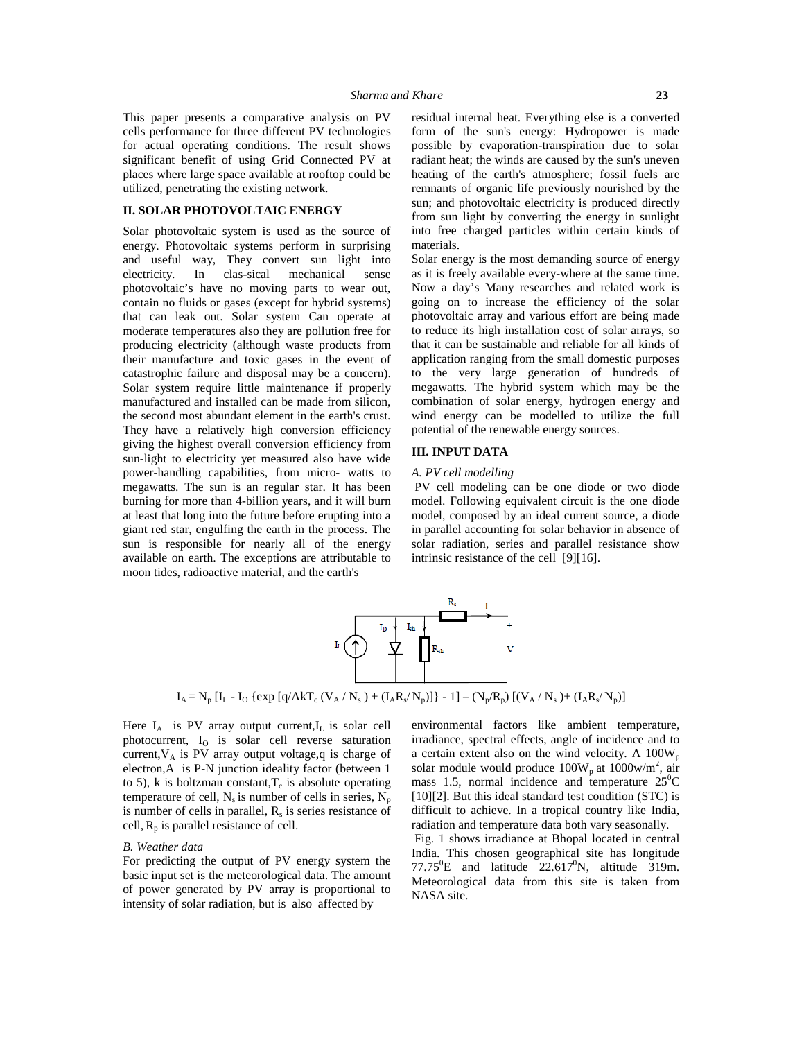This paper presents a comparative analysis on PV cells performance for three different PV technologies for actual operating conditions. The result shows significant benefit of using Grid Connected PV at places where large space available at rooftop could be utilized, penetrating the existing network.

## II. SOLAR PHOTOVOLTAIC ENERGY

Solar photovoltaic system is used as the source of energy. Photovoltaic systems perform in surprising and useful way, They convert sun light into electricity. In clas-sical mechanical sense photovoltaic's have no moving parts to wear out, contain no fluids or gases (except for hybrid systems) that can leak out. Solar system Can operate at moderate temperatures also they are pollution free for producing electricity (although waste products from their manufacture and toxic gases in the event of catastrophic failure and disposal may be a concern). Solar system require little maintenance if properly manufactured and installed can be made from silicon, the second most abundant element in the earth's crust. They have a relatively high conversion efficiency giving the highest overall conversion efficiency from sun-light to electricity yet measured also have wide power-handling capabilities, from micro- watts to megawatts. The sun is an regular star. It has been burning for more than 4-billion years, and it will burn at least that long into the future before erupting into a giant red star, engulfing the earth in the process. The sun is responsible for nearly all of the energy available on earth. The exceptions are attributable to moon tides, radioactive material, and the earth's residual internal heat. Everything else is a converted form of the sun's energy: Hydropower is made possible by evaporation-transpiration due to solar radiant heat; the winds are caused by the sun's uneven heating of the earth's atmosphere; fossil fuels are remnants of organic life previously nourished by the sun; and photovoltaic electricity is produced directly from sun light by converting the energy in sunlight into free charged particles within certain kinds of materials.

Solar energy is the most demanding source of energy as it is freely available every-where at the same time. Now a day's Many researches and related work is going on to increase the efficiency of the solar photovoltaic array and various effort are being made to reduce its high installation cost of solar arrays, so that it can be sustainable and reliable for all kinds of application ranging from the small domestic purposes to the very large generation of hundreds of megawatts. The hybrid system which may be the combination of solar energy, hydrogen energy and wind energy can be modelled to utilize the full potential of the renewable energy sources.

## III. INPUT DATA

### A. PV cell modelling

PV cell modeling can be one diode or two diode model. Following equivalent circuit is the one diode model, composed by an ideal current source, a diode in parallel accounting for solar behavior in absence of solar radiation, series and parallel resistance show intrinsic resistance of the cell [9][16].

$$I_A = N_p \left[I_L - I_O \left\{\exp\left[q/AkT_c \left(V_A / N_s\right) + \left(I_A R_s / N_p\right)\right]\right\} - 1\right] - \left(N_p/R_p\right)\left[\left(V_A / N_s\right) + \left(I_A R_s / N_p\right)\right]$$

Here $I_A$ is PV array output current, $I_L$ is solar cell photocurrent, $I_O$ is solar cell reverse saturation current, $V_A$ is PV array output voltage, $q$ is charge of electron, $A$ is P-N junction ideality factor (between 1 to 5), $k$ is boltzman constant, $T_c$ is absolute operating temperature of cell, $N_s$ is number of cells in series, $N_p$ is number of cells in parallel, $R_s$ is series resistance of cell, $R_p$ is parallel resistance of cell.

### B. Weather data

For predicting the output of PV energy system the basic input set is the meteorological data. The amount of power generated by PV array is proportional to intensity of solar radiation, but is also affected by environmental factors like ambient temperature, irradiance, spectral effects, angle of incidence and to a certain extent also on the wind velocity. A $100W_p$ solar module would produce $100W_p$ at $1000w/m^2$, air mass 1.5, normal incidence and temperature $25^0C$ [10][2]. But this ideal standard test condition (STC) is difficult to achieve. In a tropical country like India, radiation and temperature data both vary seasonally.

Fig. 1 shows irradiance at Bhopal located in central India. This chosen geographical site has longitude $77.75^0E$ and latitude $22.617^0N$, altitude 319m. Meteorological data from this site is taken from NASA site.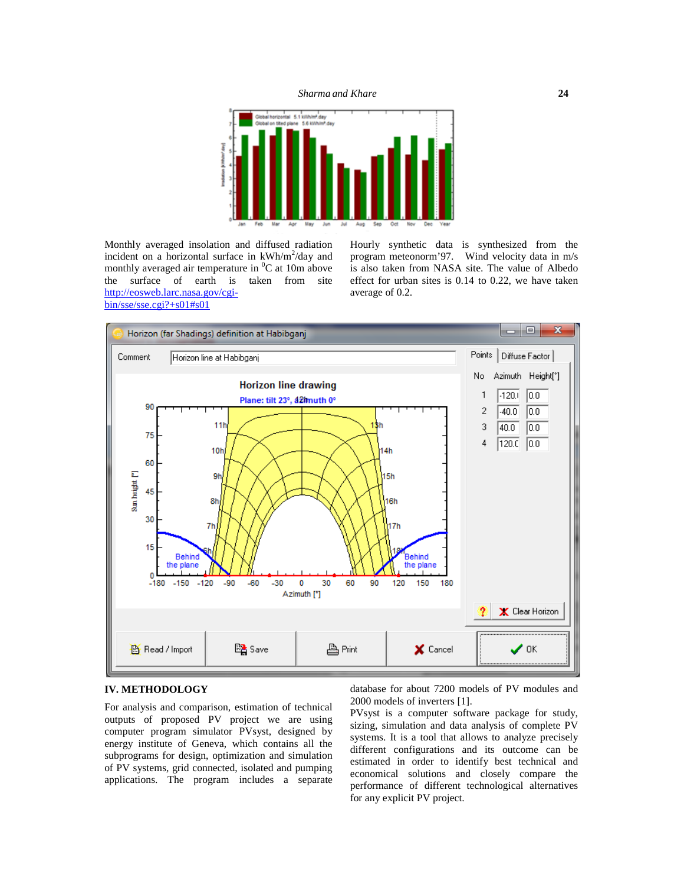Monthly averaged insolation and diffused radiation incident on a horizontal surface in kWh/m$^2$/day and monthly averaged air temperature in $^0$C at 10m above the surface of earth is taken from site http://eosweb.larc.nasa.gov/cgi-bin/sse/sse.cgi?+s01#s01

Hourly synthetic data is synthesized from the program meteonorm'97. Wind velocity data in m/s is also taken from NASA site. The value of Albedo effect for urban sites is 0.14 to 0.22, we have taken average of 0.2.

## IV. METHODOLOGY

For analysis and comparison, estimation of technical outputs of proposed PV project we are using computer program simulator PVsyst, designed by energy institute of Geneva, which contains all the subprograms for design, optimization and simulation of PV systems, grid connected, isolated and pumping applications. The program includes a separate database for about 7200 models of PV modules and 2000 models of inverters [1].

PVsyst is a computer software package for study, sizing, simulation and data analysis of complete PV systems. It is a tool that allows to analyze precisely different configurations and its outcome can be estimated in order to identify best technical and economical solutions and closely compare the performance of different technological alternatives for any explicit PV project.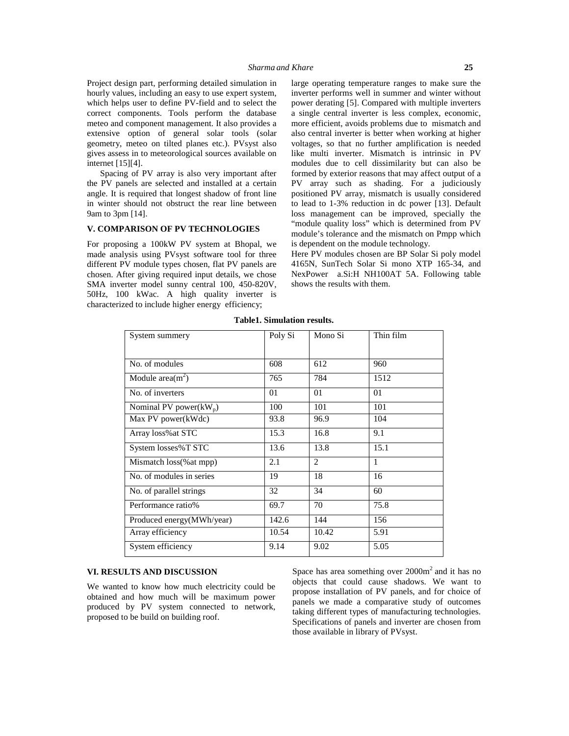Project design part, performing detailed simulation in hourly values, including an easy to use expert system, which helps user to define PV-field and to select the correct components. Tools perform the database meteo and component management. It also provides a extensive option of general solar tools (solar geometry, meteo on tilted planes etc.). PVsyst also gives assess in to meteorological sources available on internet [15][4].

Spacing of PV array is also very important after the PV panels are selected and installed at a certain angle. It is required that longest shadow of front line in winter should not obstruct the rear line between 9am to 3pm [14].

## V. COMPARISON OF PV TECHNOLOGIES

For proposing a 100kW PV system at Bhopal, we made analysis using PVsyst software tool for three different PV module types chosen, flat PV panels are chosen. After giving required input details, we chose SMA inverter model sunny central 100, 450-820V, 50Hz, 100 kWac. A high quality inverter is characterized to include higher energy efficiency; large operating temperature ranges to make sure the inverter performs well in summer and winter without power derating [5]. Compared with multiple inverters a single central inverter is less complex, economic, more efficient, avoids problems due to mismatch and also central inverter is better when working at higher voltages, so that no further amplification is needed like multi inverter. Mismatch is intrinsic in PV modules due to cell dissimilarity but can also be formed by exterior reasons that may affect output of a PV array such as shading. For a judiciously positioned PV array, mismatch is usually considered to lead to 1-3% reduction in dc power [13]. Default loss management can be improved, specially the "module quality loss" which is determined from PV module's tolerance and the mismatch on Pmpp which is dependent on the module technology.

Here PV modules chosen are BP Solar Si poly model 4165N, SunTech Solar Si mono XTP 165-34, and NexPower a.Si:H NH100AT 5A. Following table shows the results with them.

**Table1. Simulation results.**

| System summery | Poly Si | Mono Si | Thin film |
|---|---|---|---|
| No. of modules | 608 | 612 | 960 |
| Module area($m^2$) | 765 | 784 | 1512 |
| No. of inverters | 01 | 01 | 01 |
| Nominal PV power($kW_p$) | 100 | 101 | 101 |
| Max PV power(kWdc) | 93.8 | 96.9 | 104 |
| Array loss%at STC | 15.3 | 16.8 | 9.1 |
| System losses%T STC | 13.6 | 13.8 | 15.1 |
| Mismatch loss(%at mpp) | 2.1 | 2 | 1 |
| No. of modules in series | 19 | 18 | 16 |
| No. of parallel strings | 32 | 34 | 60 |
| Performance ratio% | 69.7 | 70 | 75.8 |
| Produced energy(MWh/year) | 142.6 | 144 | 156 |
| Array efficiency | 10.54 | 10.42 | 5.91 |
| System efficiency | 9.14 | 9.02 | 5.05 |

## VI. RESULTS AND DISCUSSION

We wanted to know how much electricity could be obtained and how much will be maximum power produced by PV system connected to network, proposed to be build on building roof. Space has area something over $2000m^2$ and it has no objects that could cause shadows. We want to propose installation of PV panels, and for choice of panels we made a comparative study of outcomes taking different types of manufacturing technologies. Specifications of panels and inverter are chosen from those available in library of PVsyst.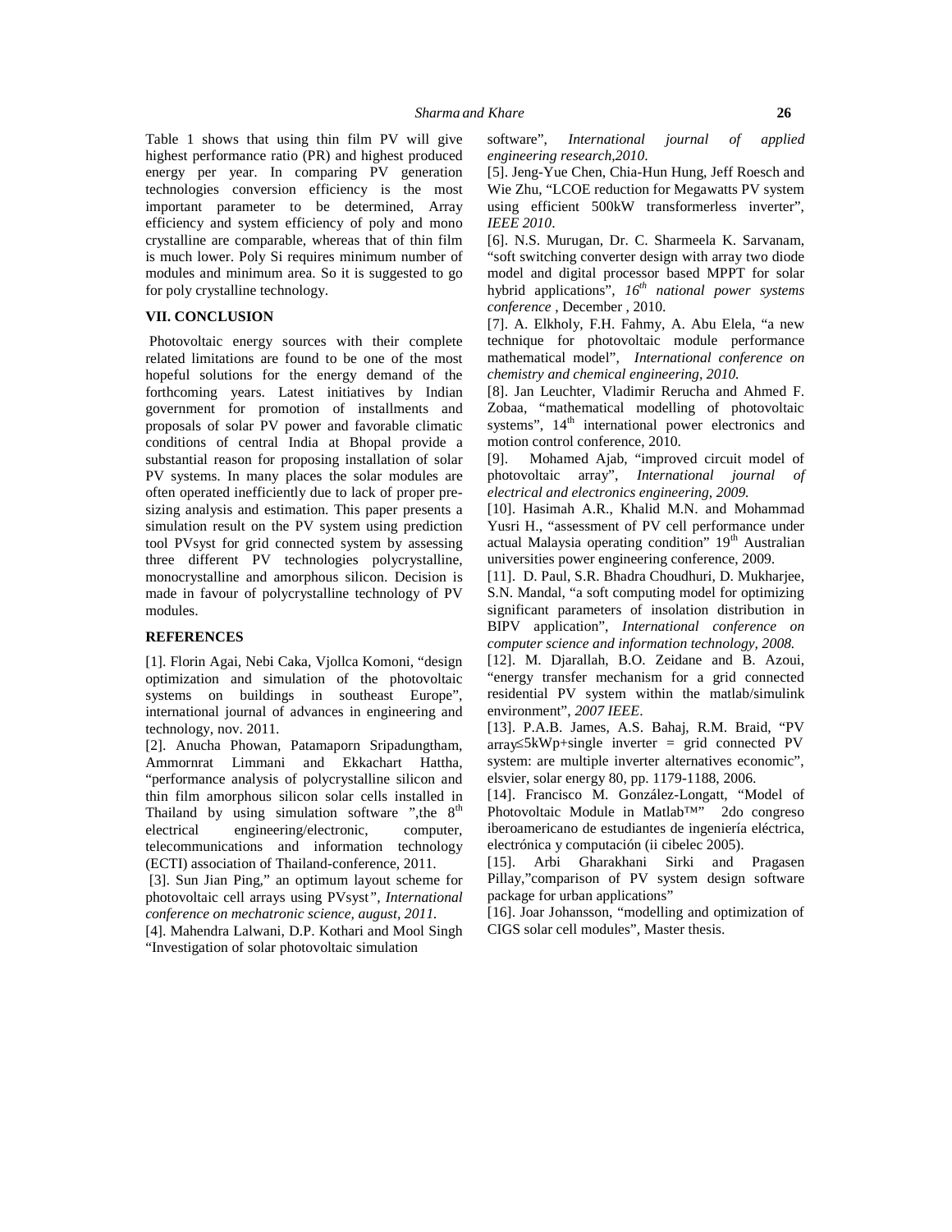Table 1 shows that using thin film PV will give highest performance ratio (PR) and highest produced energy per year. In comparing PV generation technologies conversion efficiency is the most important parameter to be determined, Array efficiency and system efficiency of poly and mono crystalline are comparable, whereas that of thin film is much lower. Poly Si requires minimum number of modules and minimum area. So it is suggested to go for poly crystalline technology.

## VII. CONCLUSION

Photovoltaic energy sources with their complete related limitations are found to be one of the most hopeful solutions for the energy demand of the forthcoming years. Latest initiatives by Indian government for promotion of installments and proposals of solar PV power and favorable climatic conditions of central India at Bhopal provide a substantial reason for proposing installation of solar PV systems. In many places the solar modules are often operated inefficiently due to lack of proper pre-sizing analysis and estimation. This paper presents a simulation result on the PV system using prediction tool PVsyst for grid connected system by assessing three different PV technologies polycrystalline, monocrystalline and amorphous silicon. Decision is made in favour of polycrystalline technology of PV modules.

## REFERENCES

[1]. Florin Agai, Nebi Caka, Vjollca Komoni, "design optimization and simulation of the photovoltaic systems on buildings in southeast Europe", international journal of advances in engineering and technology, nov. 2011.

[2]. Anucha Phowan, Patamaporn Sripadungtham, Ammornrat Limmani and Ekkachart Hattha, "performance analysis of polycrystalline silicon and thin film amorphous silicon solar cells installed in Thailand by using simulation software ",the 8th electrical engineering/electronic, computer, telecommunications and information technology (ECTI) association of Thailand-conference, 2011.

[3]. Sun Jian Ping," an optimum layout scheme for photovoltaic cell arrays using PVsyst", *International conference on mechatronic science, august, 2011.*

[4]. Mahendra Lalwani, D.P. Kothari and Mool Singh "Investigation of solar photovoltaic simulation software", *International journal of applied engineering research,2010.*

[5]. Jeng-Yue Chen, Chia-Hun Hung, Jeff Roesch and Wie Zhu, "LCOE reduction for Megawatts PV system using efficient 500kW transformerless inverter", *IEEE 2010*.

[6]. N.S. Murugan, Dr. C. Sharmeela K. Sarvanam, "soft switching converter design with array two diode model and digital processor based MPPT for solar hybrid applications", *16th national power systems conference* , December , 2010.

[7]. A. Elkholy, F.H. Fahmy, A. Abu Elela, "a new technique for photovoltaic module performance mathematical model", *International conference on chemistry and chemical engineering, 2010.*

[8]. Jan Leuchter, Vladimir Rerucha and Ahmed F. Zobaa, "mathematical modelling of photovoltaic systems", 14th international power electronics and motion control conference, 2010.

[9]. Mohamed Ajab, "improved circuit model of photovoltaic array", *International journal of electrical and electronics engineering, 2009.*

[10]. Hasimah A.R., Khalid M.N. and Mohammad Yusri H., "assessment of PV cell performance under actual Malaysia operating condition" 19th Australian universities power engineering conference, 2009.

[11]. D. Paul, S.R. Bhadra Choudhuri, D. Mukharjee, S.N. Mandal, "a soft computing model for optimizing significant parameters of insolation distribution in BIPV application", *International conference on computer science and information technology, 2008.*

[12]. M. Djarallah, B.O. Zeidane and B. Azoui, "energy transfer mechanism for a grid connected residential PV system within the matlab/simulink environment", *2007 IEEE*.

[13]. P.A.B. James, A.S. Bahaj, R.M. Braid, "PV array≤5kWp+single inverter = grid connected PV system: are multiple inverter alternatives economic", elsvier, solar energy 80, pp. 1179-1188, 2006.

[14]. Francisco M. González-Longatt, "Model of Photovoltaic Module in Matlab™" 2do congreso iberoamericano de estudiantes de ingeniería eléctrica, electrónica y computación (ii cibelec 2005).

[15]. Arbi Gharakhani Sirki and Pragasen Pillay,"comparison of PV system design software package for urban applications"

[16]. Joar Johansson, "modelling and optimization of CIGS solar cell modules", Master thesis.